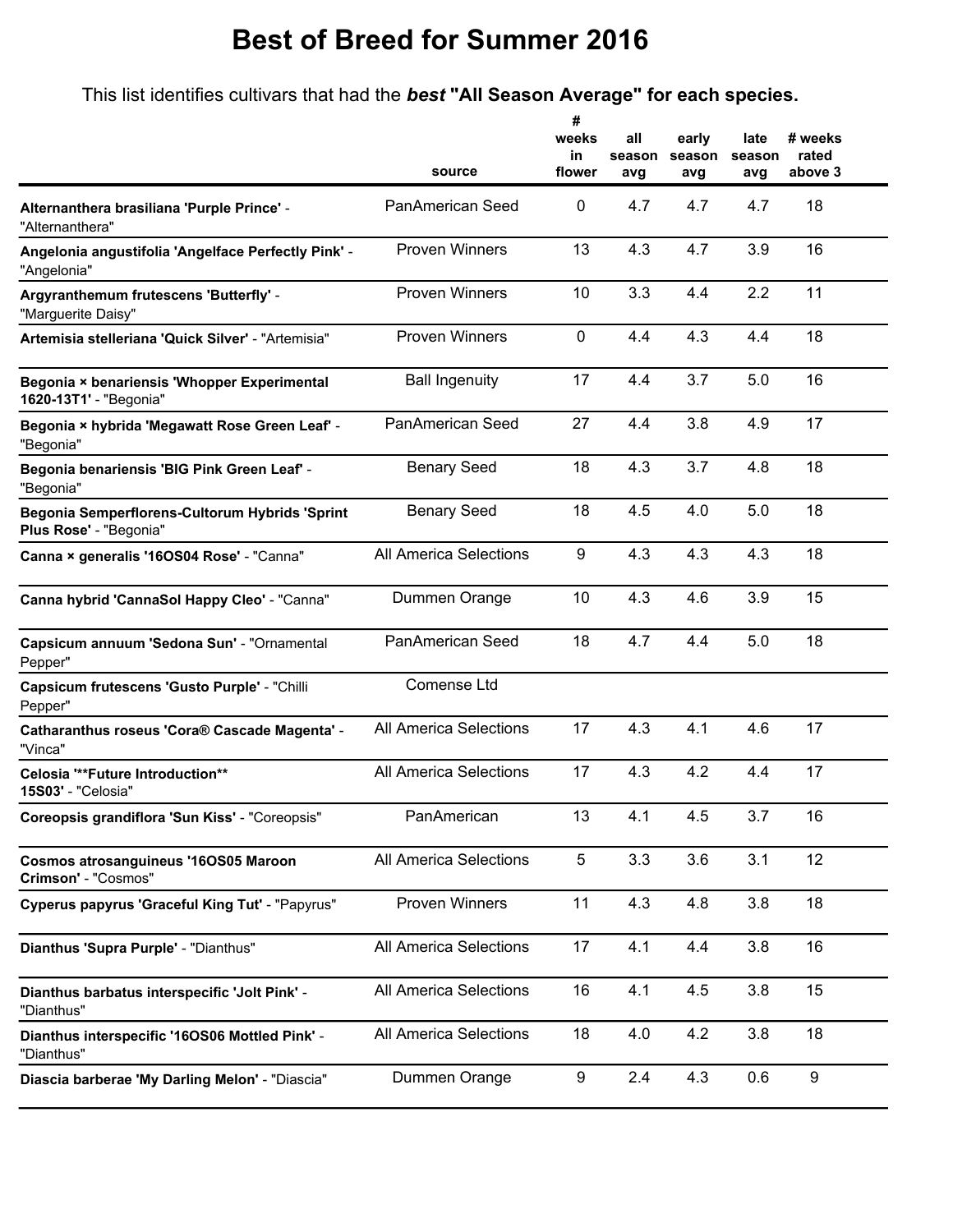# Best of Breed for Summer 2016

This list identifies cultivars that had the ***best*** **"All Season Average" for each species.**

| | source | # weeks in flower | all season avg | early season avg | late season avg | # weeks rated above 3 |
|---|---|---|---|---|---|---|
| **Alternanthera brasiliana 'Purple Prince'** - "Alternanthera" | PanAmerican Seed | 0 | 4.7 | 4.7 | 4.7 | 18 |
| **Angelonia angustifolia 'Angelface Perfectly Pink'** - "Angelonia" | Proven Winners | 13 | 4.3 | 4.7 | 3.9 | 16 |
| **Argyranthemum frutescens 'Butterfly'** - "Marguerite Daisy" | Proven Winners | 10 | 3.3 | 4.4 | 2.2 | 11 |
| **Artemisia stelleriana 'Quick Silver'** - "Artemisia" | Proven Winners | 0 | 4.4 | 4.3 | 4.4 | 18 |
| **Begonia × benariensis 'Whopper Experimental 1620-13T1'** - "Begonia" | Ball Ingenuity | 17 | 4.4 | 3.7 | 5.0 | 16 |
| **Begonia × hybrida 'Megawatt Rose Green Leaf'** - "Begonia" | PanAmerican Seed | 27 | 4.4 | 3.8 | 4.9 | 17 |
| **Begonia benariensis 'BIG Pink Green Leaf'** - "Begonia" | Benary Seed | 18 | 4.3 | 3.7 | 4.8 | 18 |
| **Begonia Semperflorens-Cultorum Hybrids 'Sprint Plus Rose'** - "Begonia" | Benary Seed | 18 | 4.5 | 4.0 | 5.0 | 18 |
| **Canna × generalis '16OS04 Rose'** - "Canna" | All America Selections | 9 | 4.3 | 4.3 | 4.3 | 18 |
| **Canna hybrid 'CannaSol Happy Cleo'** - "Canna" | Dummen Orange | 10 | 4.3 | 4.6 | 3.9 | 15 |
| **Capsicum annuum 'Sedona Sun'** - "Ornamental Pepper" | PanAmerican Seed | 18 | 4.7 | 4.4 | 5.0 | 18 |
| **Capsicum frutescens 'Gusto Purple'** - "Chilli Pepper" | Comense Ltd | | | | | |
| **Catharanthus roseus 'Cora® Cascade Magenta'** - "Vinca" | All America Selections | 17 | 4.3 | 4.1 | 4.6 | 17 |
| **Celosia '**Future Introduction** 15S03'** - "Celosia" | All America Selections | 17 | 4.3 | 4.2 | 4.4 | 17 |
| **Coreopsis grandiflora 'Sun Kiss'** - "Coreopsis" | PanAmerican | 13 | 4.1 | 4.5 | 3.7 | 16 |
| **Cosmos atrosanguineus '16OS05 Maroon Crimson'** - "Cosmos" | All America Selections | 5 | 3.3 | 3.6 | 3.1 | 12 |
| **Cyperus papyrus 'Graceful King Tut'** - "Papyrus" | Proven Winners | 11 | 4.3 | 4.8 | 3.8 | 18 |
| **Dianthus 'Supra Purple'** - "Dianthus" | All America Selections | 17 | 4.1 | 4.4 | 3.8 | 16 |
| **Dianthus barbatus interspecific 'Jolt Pink'** - "Dianthus" | All America Selections | 16 | 4.1 | 4.5 | 3.8 | 15 |
| **Dianthus interspecific '16OS06 Mottled Pink'** - "Dianthus" | All America Selections | 18 | 4.0 | 4.2 | 3.8 | 18 |
| **Diascia barberae 'My Darling Melon'** - "Diascia" | Dummen Orange | 9 | 2.4 | 4.3 | 0.6 | 9 |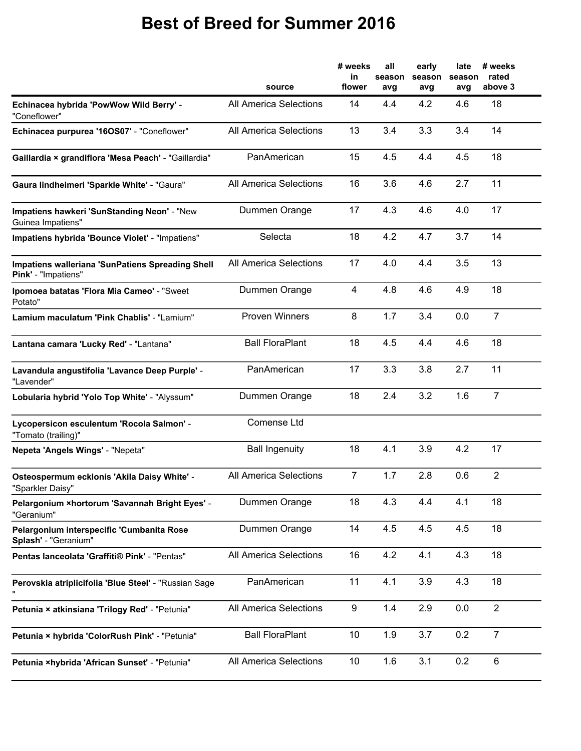# Best of Breed for Summer 2016

| | source | # weeks in flower | all season avg | early season avg | late season avg | # weeks rated above 3 |
|---|---|---|---|---|---|---|
| **Echinacea hybrida 'PowWow Wild Berry'** - "Coneflower" | All America Selections | 14 | 4.4 | 4.2 | 4.6 | 18 |
| **Echinacea purpurea '16OS07'** - "Coneflower" | All America Selections | 13 | 3.4 | 3.3 | 3.4 | 14 |
| **Gaillardia × grandiflora 'Mesa Peach'** - "Gaillardia" | PanAmerican | 15 | 4.5 | 4.4 | 4.5 | 18 |
| **Gaura lindheimeri 'Sparkle White'** - "Gaura" | All America Selections | 16 | 3.6 | 4.6 | 2.7 | 11 |
| **Impatiens hawkeri 'SunStanding Neon'** - "New Guinea Impatiens" | Dummen Orange | 17 | 4.3 | 4.6 | 4.0 | 17 |
| **Impatiens hybrida 'Bounce Violet'** - "Impatiens" | Selecta | 18 | 4.2 | 4.7 | 3.7 | 14 |
| **Impatiens walleriana 'SunPatiens Spreading Shell Pink'** - "Impatiens" | All America Selections | 17 | 4.0 | 4.4 | 3.5 | 13 |
| **Ipomoea batatas 'Flora Mia Cameo'** - "Sweet Potato" | Dummen Orange | 4 | 4.8 | 4.6 | 4.9 | 18 |
| **Lamium maculatum 'Pink Chablis'** - "Lamium" | Proven Winners | 8 | 1.7 | 3.4 | 0.0 | 7 |
| **Lantana camara 'Lucky Red'** - "Lantana" | Ball FloraPlant | 18 | 4.5 | 4.4 | 4.6 | 18 |
| **Lavandula angustifolia 'Lavance Deep Purple'** - "Lavender" | PanAmerican | 17 | 3.3 | 3.8 | 2.7 | 11 |
| **Lobularia hybrid 'Yolo Top White'** - "Alyssum" | Dummen Orange | 18 | 2.4 | 3.2 | 1.6 | 7 |
| **Lycopersicon esculentum 'Rocola Salmon'** - "Tomato (trailing)" | Comense Ltd | | | | | |
| **Nepeta 'Angels Wings'** - "Nepeta" | Ball Ingenuity | 18 | 4.1 | 3.9 | 4.2 | 17 |
| **Osteospermum ecklonis 'Akila Daisy White'** - "Sparkler Daisy" | All America Selections | 7 | 1.7 | 2.8 | 0.6 | 2 |
| **Pelargonium ×hortorum 'Savannah Bright Eyes'** - "Geranium" | Dummen Orange | 18 | 4.3 | 4.4 | 4.1 | 18 |
| **Pelargonium interspecific 'Cumbanita Rose Splash'** - "Geranium" | Dummen Orange | 14 | 4.5 | 4.5 | 4.5 | 18 |
| **Pentas lanceolata 'Graffiti® Pink'** - "Pentas" | All America Selections | 16 | 4.2 | 4.1 | 4.3 | 18 |
| **Perovskia atriplicifolia 'Blue Steel'** - "Russian Sage " | PanAmerican | 11 | 4.1 | 3.9 | 4.3 | 18 |
| **Petunia × atkinsiana 'Trilogy Red'** - "Petunia" | All America Selections | 9 | 1.4 | 2.9 | 0.0 | 2 |
| **Petunia × hybrida 'ColorRush Pink'** - "Petunia" | Ball FloraPlant | 10 | 1.9 | 3.7 | 0.2 | 7 |
| **Petunia ×hybrida 'African Sunset'** - "Petunia" | All America Selections | 10 | 1.6 | 3.1 | 0.2 | 6 |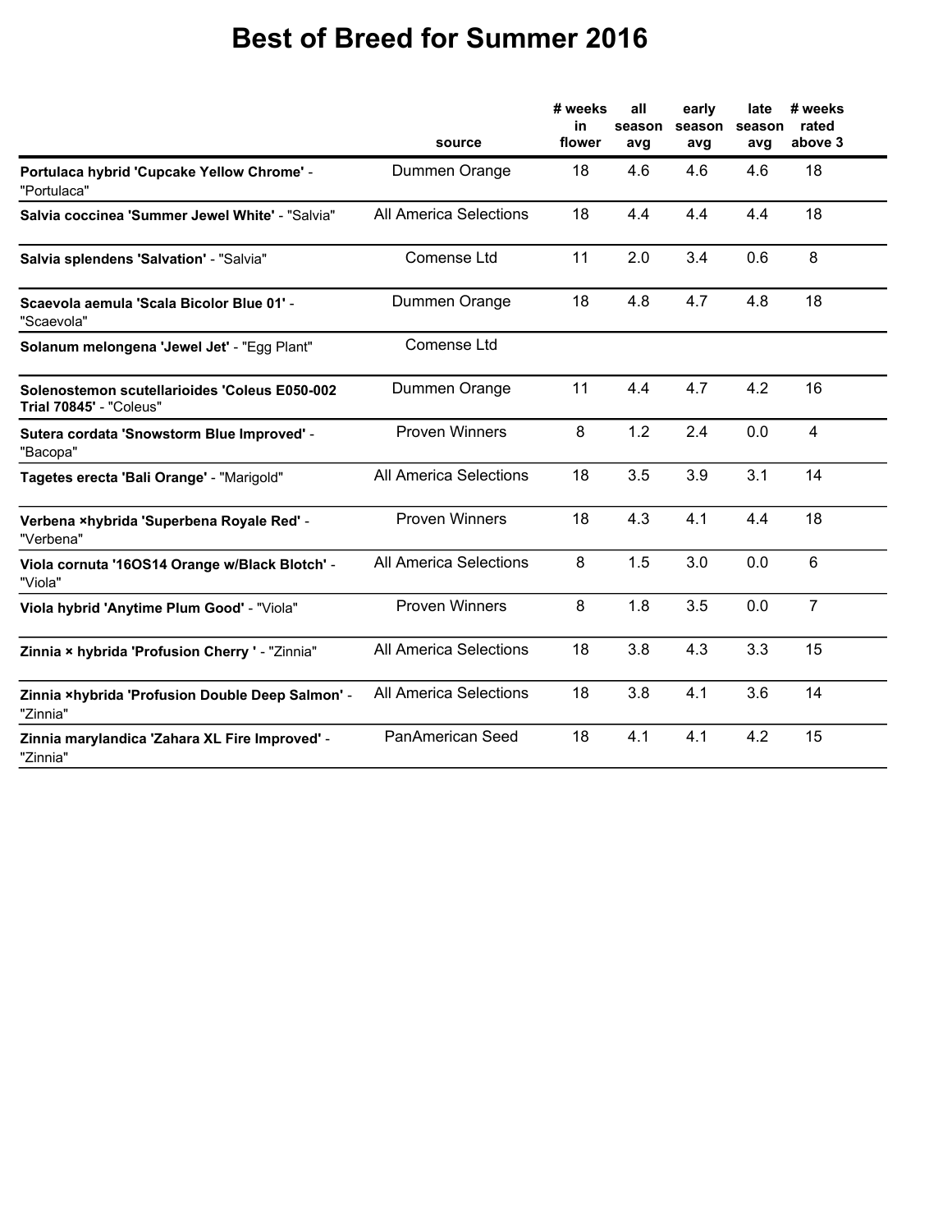# Best of Breed for Summer 2016

| | source | # weeks in flower | all season avg | early season avg | late season avg | # weeks rated above 3 |
|---|---|---|---|---|---|---|
| **Portulaca hybrid 'Cupcake Yellow Chrome'** - "Portulaca" | Dummen Orange | 18 | 4.6 | 4.6 | 4.6 | 18 |
| **Salvia coccinea 'Summer Jewel White'** - "Salvia" | All America Selections | 18 | 4.4 | 4.4 | 4.4 | 18 |
| **Salvia splendens 'Salvation'** - "Salvia" | Comense Ltd | 11 | 2.0 | 3.4 | 0.6 | 8 |
| **Scaevola aemula 'Scala Bicolor Blue 01'** - "Scaevola" | Dummen Orange | 18 | 4.8 | 4.7 | 4.8 | 18 |
| **Solanum melongena 'Jewel Jet'** - "Egg Plant" | Comense Ltd | | | | | |
| **Solenostemon scutellarioides 'Coleus E050-002 Trial 70845'** - "Coleus" | Dummen Orange | 11 | 4.4 | 4.7 | 4.2 | 16 |
| **Sutera cordata 'Snowstorm Blue Improved'** - "Bacopa" | Proven Winners | 8 | 1.2 | 2.4 | 0.0 | 4 |
| **Tagetes erecta 'Bali Orange'** - "Marigold" | All America Selections | 18 | 3.5 | 3.9 | 3.1 | 14 |
| **Verbena ×hybrida 'Superbena Royale Red'** - "Verbena" | Proven Winners | 18 | 4.3 | 4.1 | 4.4 | 18 |
| **Viola cornuta '16OS14 Orange w/Black Blotch'** - "Viola" | All America Selections | 8 | 1.5 | 3.0 | 0.0 | 6 |
| **Viola hybrid 'Anytime Plum Good'** - "Viola" | Proven Winners | 8 | 1.8 | 3.5 | 0.0 | 7 |
| **Zinnia × hybrida 'Profusion Cherry '** - "Zinnia" | All America Selections | 18 | 3.8 | 4.3 | 3.3 | 15 |
| **Zinnia ×hybrida 'Profusion Double Deep Salmon'** - "Zinnia" | All America Selections | 18 | 3.8 | 4.1 | 3.6 | 14 |
| **Zinnia marylandica 'Zahara XL Fire Improved'** - "Zinnia" | PanAmerican Seed | 18 | 4.1 | 4.1 | 4.2 | 15 |